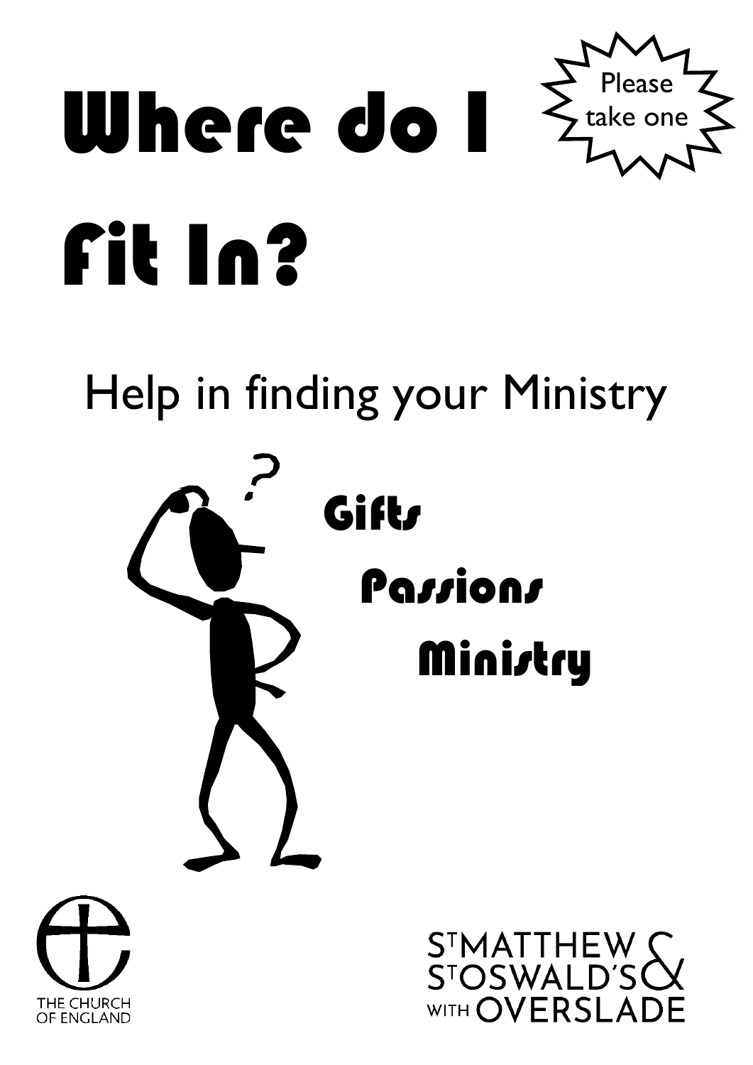Please take one

# Where do I Fit In?

## Help in finding your Ministry

**Gifts**

**Passions**

**Ministry**

THE CHURCH OF ENGLAND

St MATTHEW & St OSWALD'S WITH OVERSLADE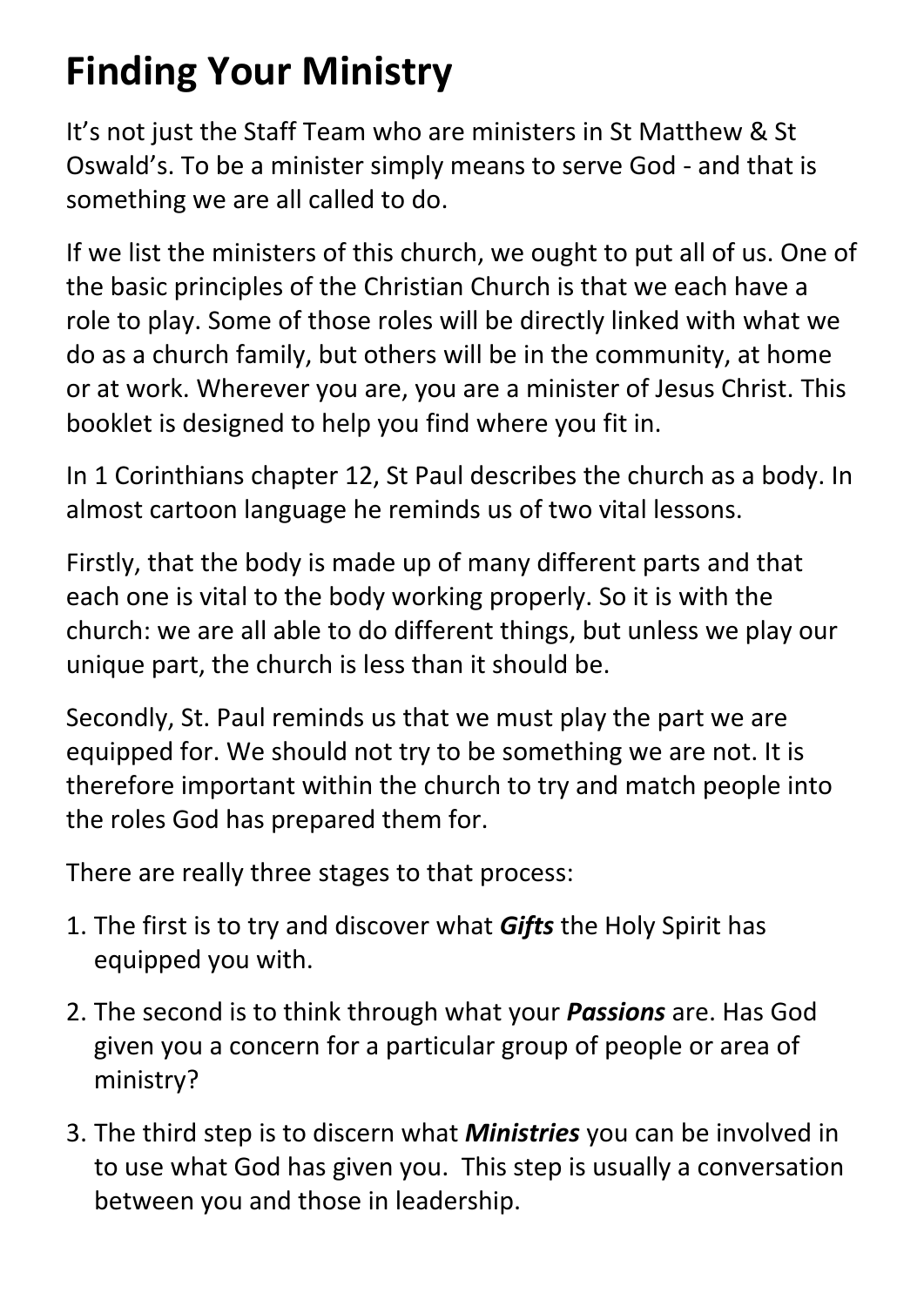# Finding Your Ministry

It's not just the Staff Team who are ministers in St Matthew & St Oswald's. To be a minister simply means to serve God - and that is something we are all called to do.

If we list the ministers of this church, we ought to put all of us. One of the basic principles of the Christian Church is that we each have a role to play. Some of those roles will be directly linked with what we do as a church family, but others will be in the community, at home or at work. Wherever you are, you are a minister of Jesus Christ. This booklet is designed to help you find where you fit in.

In 1 Corinthians chapter 12, St Paul describes the church as a body. In almost cartoon language he reminds us of two vital lessons.

Firstly, that the body is made up of many different parts and that each one is vital to the body working properly. So it is with the church: we are all able to do different things, but unless we play our unique part, the church is less than it should be.

Secondly, St. Paul reminds us that we must play the part we are equipped for. We should not try to be something we are not. It is therefore important within the church to try and match people into the roles God has prepared them for.

There are really three stages to that process:

1. The first is to try and discover what ***Gifts*** the Holy Spirit has equipped you with.
2. The second is to think through what your ***Passions*** are. Has God given you a concern for a particular group of people or area of ministry?
3. The third step is to discern what ***Ministries*** you can be involved in to use what God has given you. This step is usually a conversation between you and those in leadership.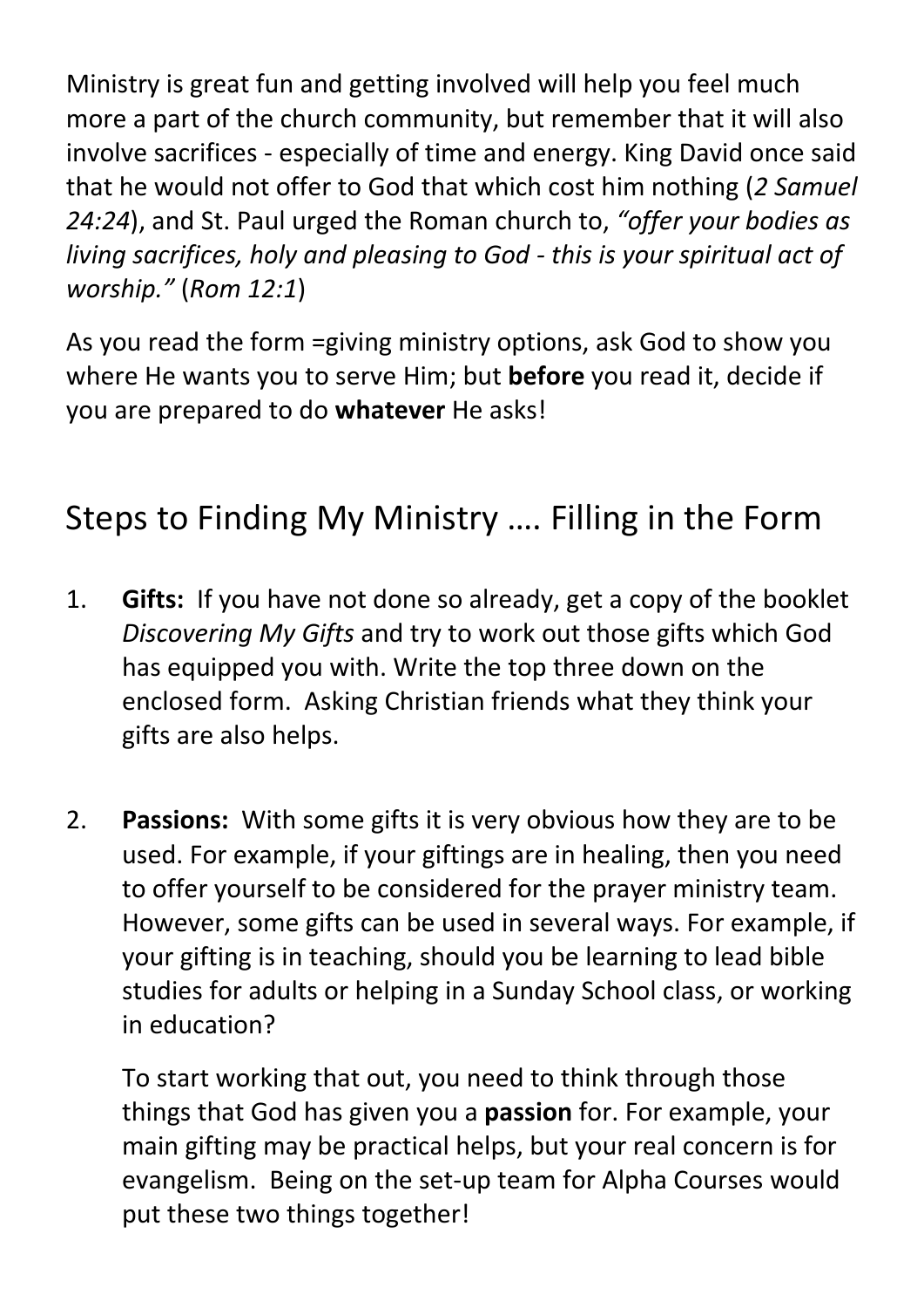Ministry is great fun and getting involved will help you feel much more a part of the church community, but remember that it will also involve sacrifices - especially of time and energy. King David once said that he would not offer to God that which cost him nothing (*2 Samuel 24:24*), and St. Paul urged the Roman church to, *"offer your bodies as living sacrifices, holy and pleasing to God - this is your spiritual act of worship."* (*Rom 12:1*)

As you read the form =giving ministry options, ask God to show you where He wants you to serve Him; but **before** you read it, decide if you are prepared to do **whatever** He asks!

## Steps to Finding My Ministry …. Filling in the Form

1. **Gifts:** If you have not done so already, get a copy of the booklet *Discovering My Gifts* and try to work out those gifts which God has equipped you with. Write the top three down on the enclosed form. Asking Christian friends what they think your gifts are also helps.

2. **Passions:** With some gifts it is very obvious how they are to be used. For example, if your giftings are in healing, then you need to offer yourself to be considered for the prayer ministry team. However, some gifts can be used in several ways. For example, if your gifting is in teaching, should you be learning to lead bible studies for adults or helping in a Sunday School class, or working in education?

   To start working that out, you need to think through those things that God has given you a **passion** for. For example, your main gifting may be practical helps, but your real concern is for evangelism. Being on the set-up team for Alpha Courses would put these two things together!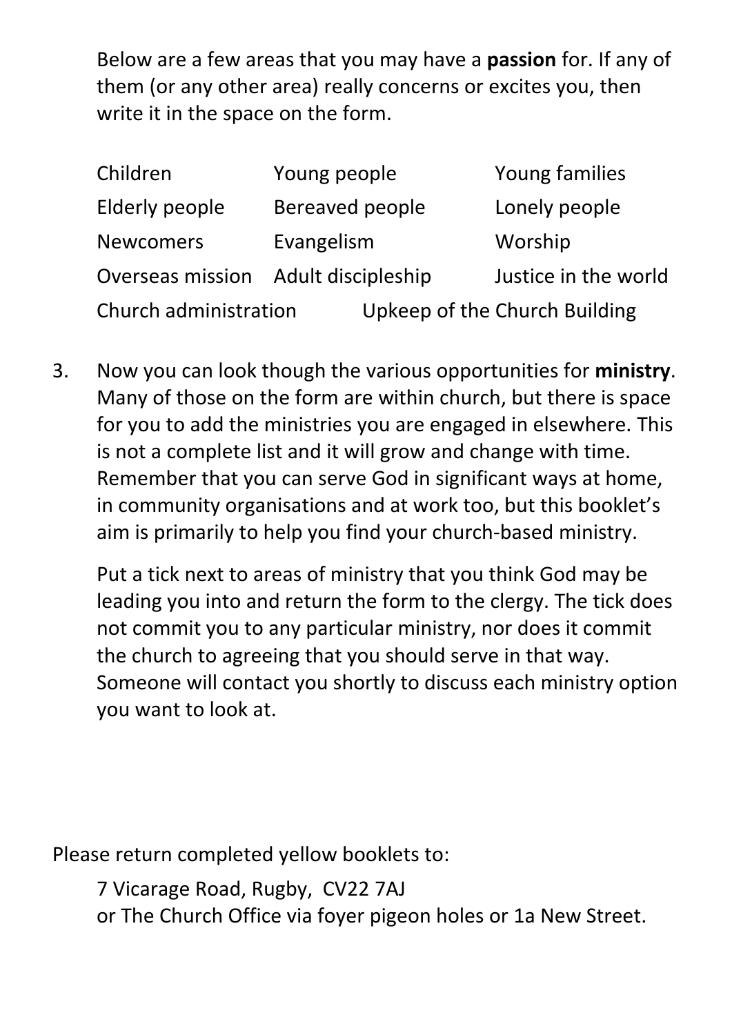Below are a few areas that you may have a **passion** for. If any of them (or any other area) really concerns or excites you, then write it in the space on the form.

| | | |
|---|---|---|
| Children | Young people | Young families |
| Elderly people | Bereaved people | Lonely people |
| Newcomers | Evangelism | Worship |
| Overseas mission | Adult discipleship | Justice in the world |
| Church administration | Upkeep of the Church Building | |

3. Now you can look though the various opportunities for **ministry**. Many of those on the form are within church, but there is space for you to add the ministries you are engaged in elsewhere. This is not a complete list and it will grow and change with time. Remember that you can serve God in significant ways at home, in community organisations and at work too, but this booklet's aim is primarily to help you find your church-based ministry.

   Put a tick next to areas of ministry that you think God may be leading you into and return the form to the clergy. The tick does not commit you to any particular ministry, nor does it commit the church to agreeing that you should serve in that way. Someone will contact you shortly to discuss each ministry option you want to look at.

Please return completed yellow booklets to:

7 Vicarage Road, Rugby, CV22 7AJ
or The Church Office via foyer pigeon holes or 1a New Street.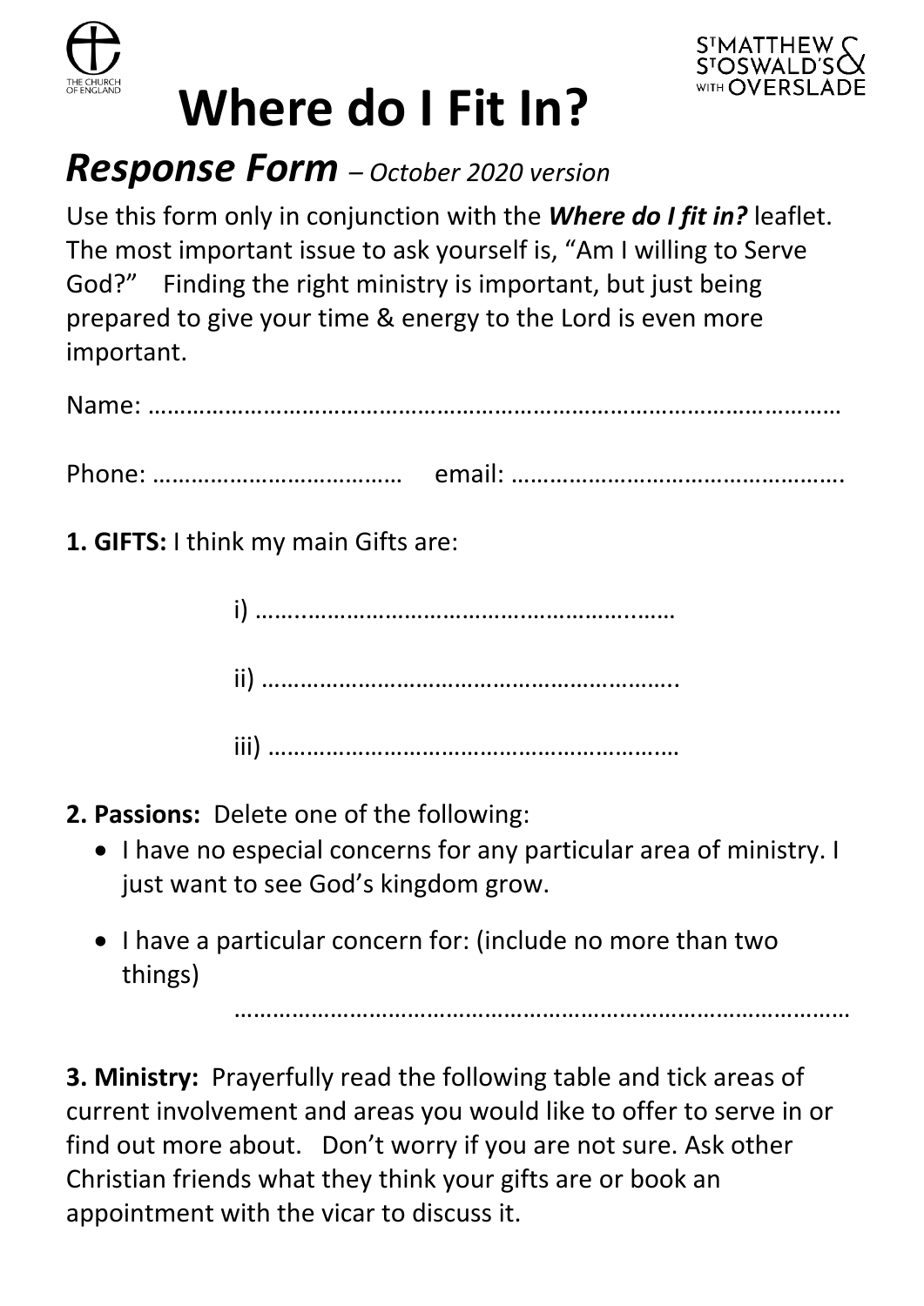# Where do I Fit In?

## *Response Form* *– October 2020 version*

Use this form only in conjunction with the ***Where do I fit in?*** leaflet. The most important issue to ask yourself is, "Am I willing to Serve God?" Finding the right ministry is important, but just being prepared to give your time & energy to the Lord is even more important.

Name: ……………………………………………………………………………………………

Phone: ………………………………… email: ……………………………………………….

**1. GIFTS:** I think my main Gifts are:

i) …..……………………………………………….……

ii) ……………………………………………………….

iii) ……………………………………………………

**2. Passions:** Delete one of the following:

- I have no especial concerns for any particular area of ministry. I just want to see God's kingdom grow.
- I have a particular concern for: (include no more than two things)

  ………………………………………………………………………………

**3. Ministry:** Prayerfully read the following table and tick areas of current involvement and areas you would like to offer to serve in or find out more about. Don't worry if you are not sure. Ask other Christian friends what they think your gifts are or book an appointment with the vicar to discuss it.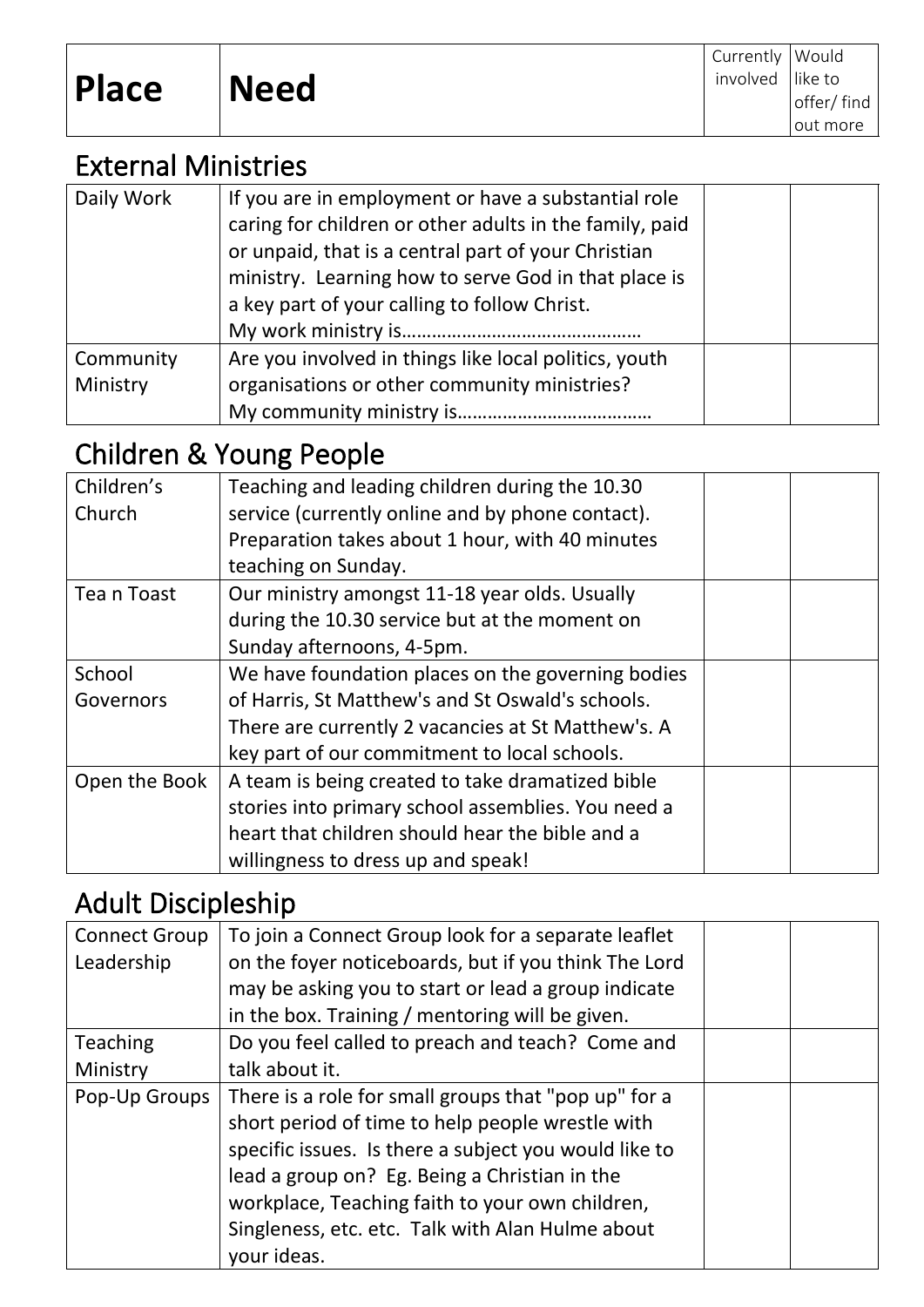| Place | Need | Currently involved | Would like to offer/ find out more |
|---|---|---|---|

## External Ministries

| | | | |
|---|---|---|---|
| Daily Work | If you are in employment or have a substantial role caring for children or other adults in the family, paid or unpaid, that is a central part of your Christian ministry. Learning how to serve God in that place is a key part of your calling to follow Christ. My work ministry is……………………………………… | | |
| Community Ministry | Are you involved in things like local politics, youth organisations or other community ministries? My community ministry is……………………………… | | |

## Children & Young People

| | | | |
|---|---|---|---|
| Children's Church | Teaching and leading children during the 10.30 service (currently online and by phone contact). Preparation takes about 1 hour, with 40 minutes teaching on Sunday. | | |
| Tea n Toast | Our ministry amongst 11-18 year olds. Usually during the 10.30 service but at the moment on Sunday afternoons, 4-5pm. | | |
| School Governors | We have foundation places on the governing bodies of Harris, St Matthew's and St Oswald's schools. There are currently 2 vacancies at St Matthew's. A key part of our commitment to local schools. | | |
| Open the Book | A team is being created to take dramatized bible stories into primary school assemblies. You need a heart that children should hear the bible and a willingness to dress up and speak! | | |

## Adult Discipleship

| | | | |
|---|---|---|---|
| Connect Group Leadership | To join a Connect Group look for a separate leaflet on the foyer noticeboards, but if you think The Lord may be asking you to start or lead a group indicate in the box. Training / mentoring will be given. | | |
| Teaching Ministry | Do you feel called to preach and teach? Come and talk about it. | | |
| Pop-Up Groups | There is a role for small groups that "pop up" for a short period of time to help people wrestle with specific issues. Is there a subject you would like to lead a group on? Eg. Being a Christian in the workplace, Teaching faith to your own children, Singleness, etc. etc. Talk with Alan Hulme about your ideas. | | |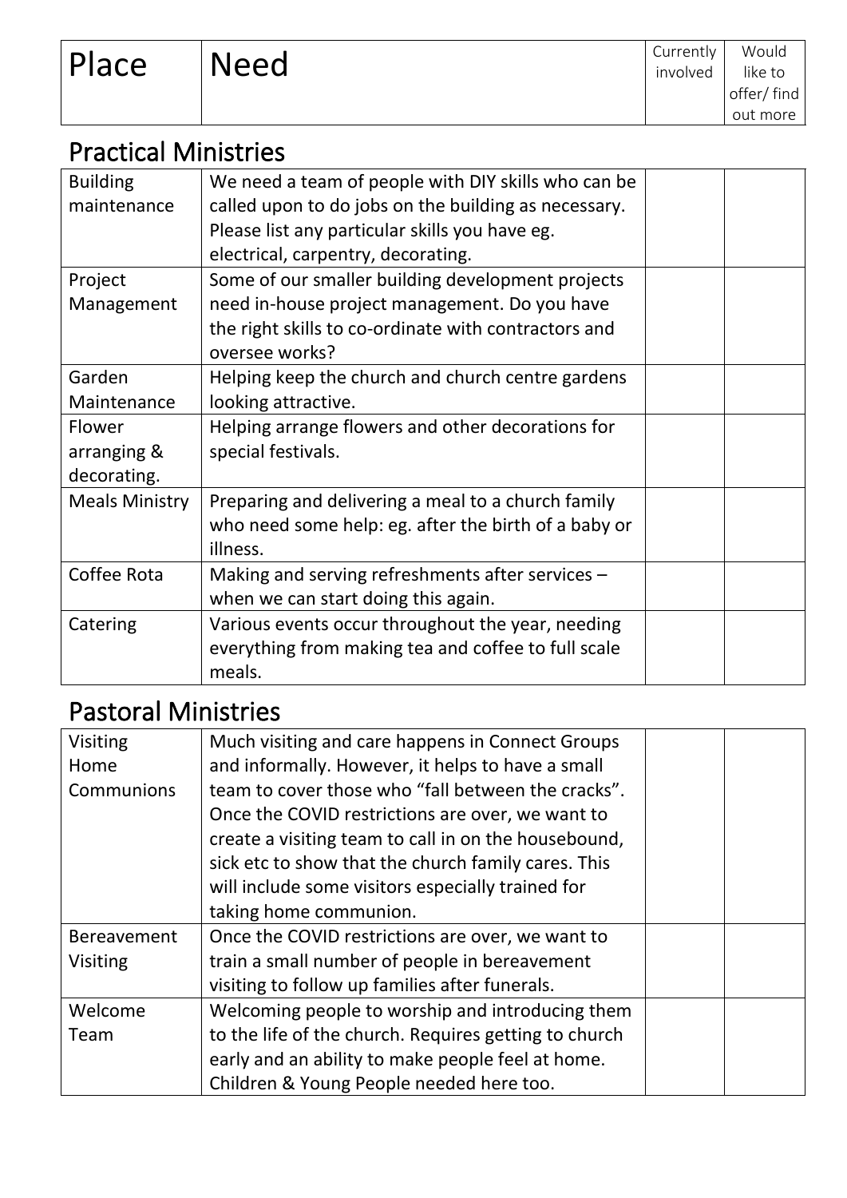| Place | Need | Currently involved | Would like to offer/ find out more |
|---|---|---|---|

## Practical Ministries

| Place | Need | Currently involved | Would like to offer/ find out more |
|---|---|---|---|
| Building maintenance | We need a team of people with DIY skills who can be called upon to do jobs on the building as necessary. Please list any particular skills you have eg. electrical, carpentry, decorating. | | |
| Project Management | Some of our smaller building development projects need in-house project management. Do you have the right skills to co-ordinate with contractors and oversee works? | | |
| Garden Maintenance | Helping keep the church and church centre gardens looking attractive. | | |
| Flower arranging & decorating. | Helping arrange flowers and other decorations for special festivals. | | |
| Meals Ministry | Preparing and delivering a meal to a church family who need some help: eg. after the birth of a baby or illness. | | |
| Coffee Rota | Making and serving refreshments after services – when we can start doing this again. | | |
| Catering | Various events occur throughout the year, needing everything from making tea and coffee to full scale meals. | | |

## Pastoral Ministries

| Place | Need | Currently involved | Would like to offer/ find out more |
|---|---|---|---|
| Visiting Home Communions | Much visiting and care happens in Connect Groups and informally. However, it helps to have a small team to cover those who "fall between the cracks". Once the COVID restrictions are over, we want to create a visiting team to call in on the housebound, sick etc to show that the church family cares. This will include some visitors especially trained for taking home communion. | | |
| Bereavement Visiting | Once the COVID restrictions are over, we want to train a small number of people in bereavement visiting to follow up families after funerals. | | |
| Welcome Team | Welcoming people to worship and introducing them to the life of the church. Requires getting to church early and an ability to make people feel at home. Children & Young People needed here too. | | |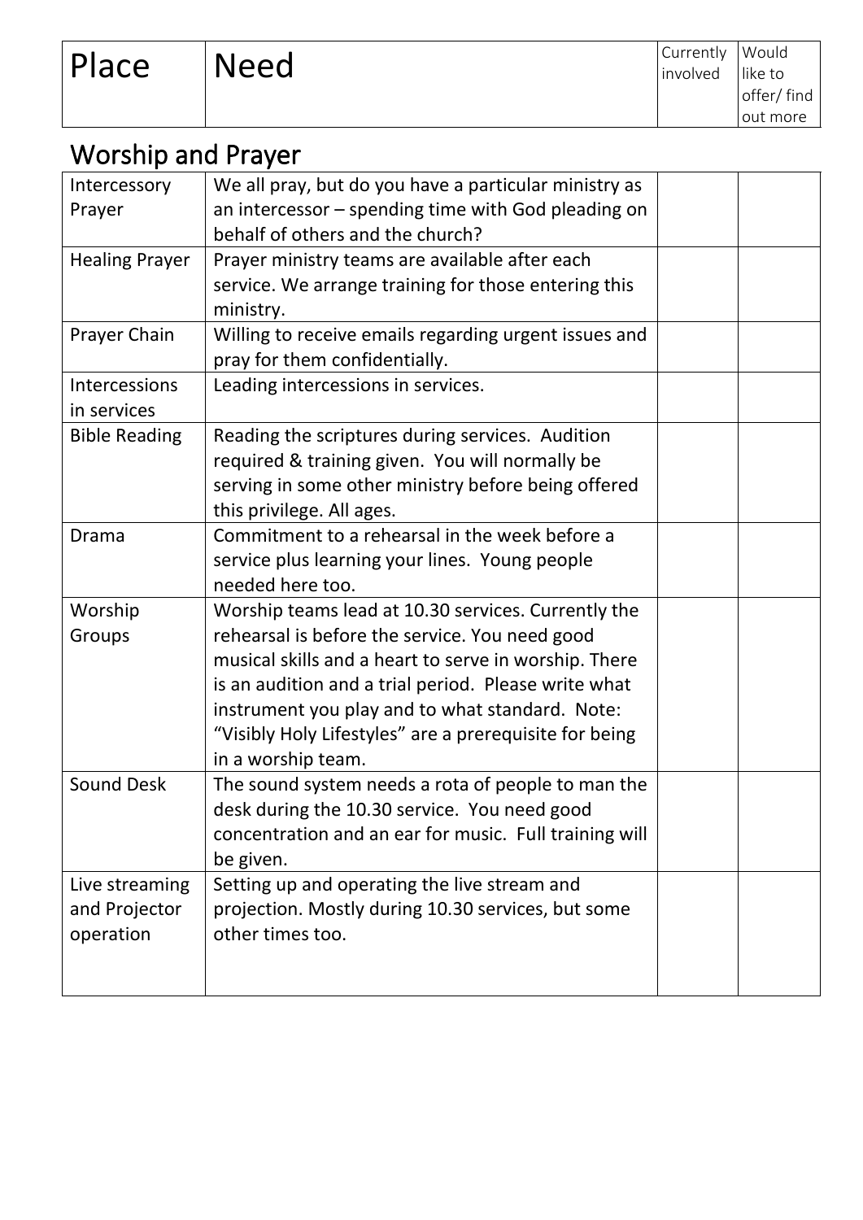| Place | Need | Currently involved | Would like to offer/ find out more |
|---|---|---|---|

## Worship and Prayer

| Place | Need | Currently involved | Would like to offer/ find out more |
|---|---|---|---|
| Intercessory Prayer | We all pray, but do you have a particular ministry as an intercessor – spending time with God pleading on behalf of others and the church? | | |
| Healing Prayer | Prayer ministry teams are available after each service. We arrange training for those entering this ministry. | | |
| Prayer Chain | Willing to receive emails regarding urgent issues and pray for them confidentially. | | |
| Intercessions in services | Leading intercessions in services. | | |
| Bible Reading | Reading the scriptures during services. Audition required & training given. You will normally be serving in some other ministry before being offered this privilege. All ages. | | |
| Drama | Commitment to a rehearsal in the week before a service plus learning your lines. Young people needed here too. | | |
| Worship Groups | Worship teams lead at 10.30 services. Currently the rehearsal is before the service. You need good musical skills and a heart to serve in worship. There is an audition and a trial period. Please write what instrument you play and to what standard. Note: "Visibly Holy Lifestyles" are a prerequisite for being in a worship team. | | |
| Sound Desk | The sound system needs a rota of people to man the desk during the 10.30 service. You need good concentration and an ear for music. Full training will be given. | | |
| Live streaming and Projector operation | Setting up and operating the live stream and projection. Mostly during 10.30 services, but some other times too. | | |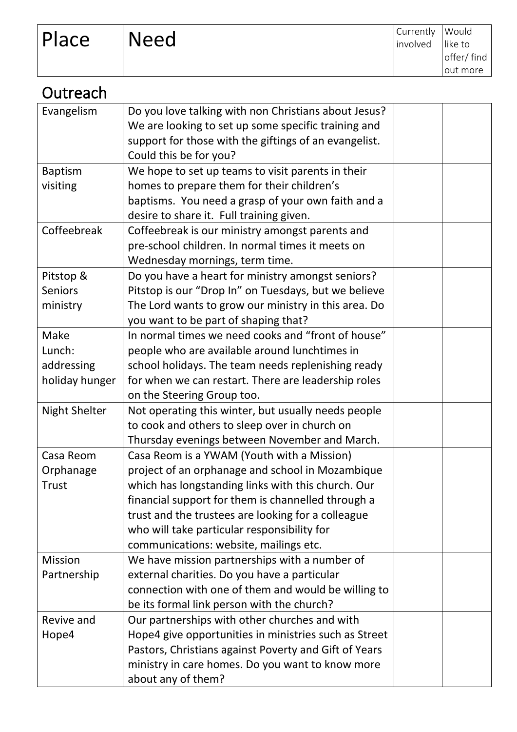| Place | Need | Currently involved | Would like to offer/ find out more |
|---|---|---|---|

## Outreach

| Place | Need | Currently involved | Would like to offer/ find out more |
|---|---|---|---|
| Evangelism | Do you love talking with non Christians about Jesus? We are looking to set up some specific training and support for those with the giftings of an evangelist. Could this be for you? | | |
| Baptism visiting | We hope to set up teams to visit parents in their homes to prepare them for their children's baptisms. You need a grasp of your own faith and a desire to share it. Full training given. | | |
| Coffeebreak | Coffeebreak is our ministry amongst parents and pre-school children. In normal times it meets on Wednesday mornings, term time. | | |
| Pitstop & Seniors ministry | Do you have a heart for ministry amongst seniors? Pitstop is our "Drop In" on Tuesdays, but we believe The Lord wants to grow our ministry in this area. Do you want to be part of shaping that? | | |
| Make Lunch: addressing holiday hunger | In normal times we need cooks and "front of house" people who are available around lunchtimes in school holidays. The team needs replenishing ready for when we can restart. There are leadership roles on the Steering Group too. | | |
| Night Shelter | Not operating this winter, but usually needs people to cook and others to sleep over in church on Thursday evenings between November and March. | | |
| Casa Reom Orphanage Trust | Casa Reom is a YWAM (Youth with a Mission) project of an orphanage and school in Mozambique which has longstanding links with this church. Our financial support for them is channelled through a trust and the trustees are looking for a colleague who will take particular responsibility for communications: website, mailings etc. | | |
| Mission Partnership | We have mission partnerships with a number of external charities. Do you have a particular connection with one of them and would be willing to be its formal link person with the church? | | |
| Revive and Hope4 | Our partnerships with other churches and with Hope4 give opportunities in ministries such as Street Pastors, Christians against Poverty and Gift of Years ministry in care homes. Do you want to know more about any of them? | | |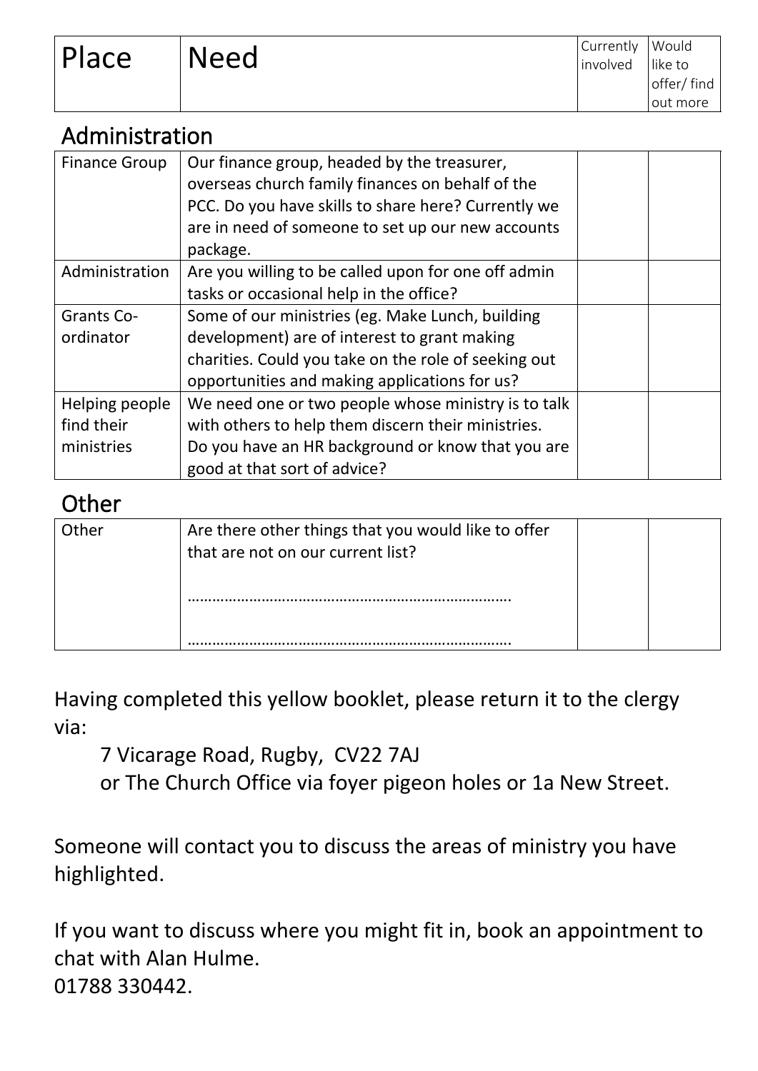| Place | Need | Currently involved | Would like to offer/ find out more |
|---|---|---|---|

## Administration

| | | | |
|---|---|---|---|
| Finance Group | Our finance group, headed by the treasurer, overseas church family finances on behalf of the PCC. Do you have skills to share here? Currently we are in need of someone to set up our new accounts package. | | |
| Administration | Are you willing to be called upon for one off admin tasks or occasional help in the office? | | |
| Grants Co-ordinator | Some of our ministries (eg. Make Lunch, building development) are of interest to grant making charities. Could you take on the role of seeking out opportunities and making applications for us? | | |
| Helping people find their ministries | We need one or two people whose ministry is to talk with others to help them discern their ministries. Do you have an HR background or know that you are good at that sort of advice? | | |

## Other

| | | | |
|---|---|---|---|
| Other | Are there other things that you would like to offer that are not on our current list? ………………………………………………………………… ………………………………………………………………… | | |

Having completed this yellow booklet, please return it to the clergy via:

7 Vicarage Road, Rugby, CV22 7AJ
or The Church Office via foyer pigeon holes or 1a New Street.

Someone will contact you to discuss the areas of ministry you have highlighted.

If you want to discuss where you might fit in, book an appointment to chat with Alan Hulme.
01788 330442.